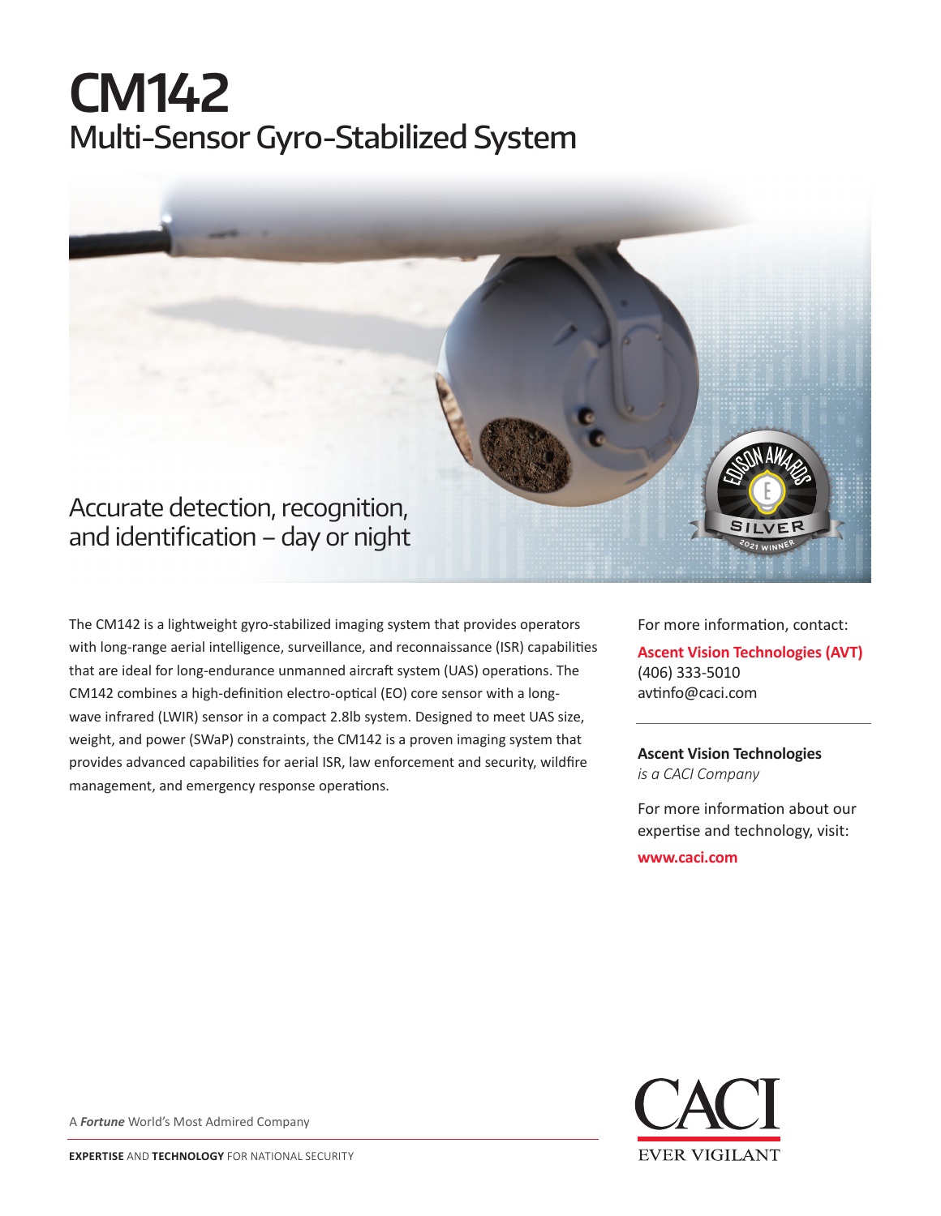# CM142

## Multi-Sensor Gyro-Stabilized System

Accurate detection, recognition, and identification – day or night

The CM142 is a lightweight gyro-stabilized imaging system that provides operators with long-range aerial intelligence, surveillance, and reconnaissance (ISR) capabilities that are ideal for long-endurance unmanned aircraft system (UAS) operations. The CM142 combines a high-definition electro-optical (EO) core sensor with a long-wave infrared (LWIR) sensor in a compact 2.8lb system. Designed to meet UAS size, weight, and power (SWaP) constraints, the CM142 is a proven imaging system that provides advanced capabilities for aerial ISR, law enforcement and security, wildfire management, and emergency response operations.

For more information, contact:

**Ascent Vision Technologies (AVT)**
(406) 333-5010
avtinfo@caci.com

**Ascent Vision Technologies**
*is a CACI Company*

For more information about our expertise and technology, visit:

**www.caci.com**

A ***Fortune*** World's Most Admired Company

**EXPERTISE** AND **TECHNOLOGY** FOR NATIONAL SECURITY

CACI
EVER VIGILANT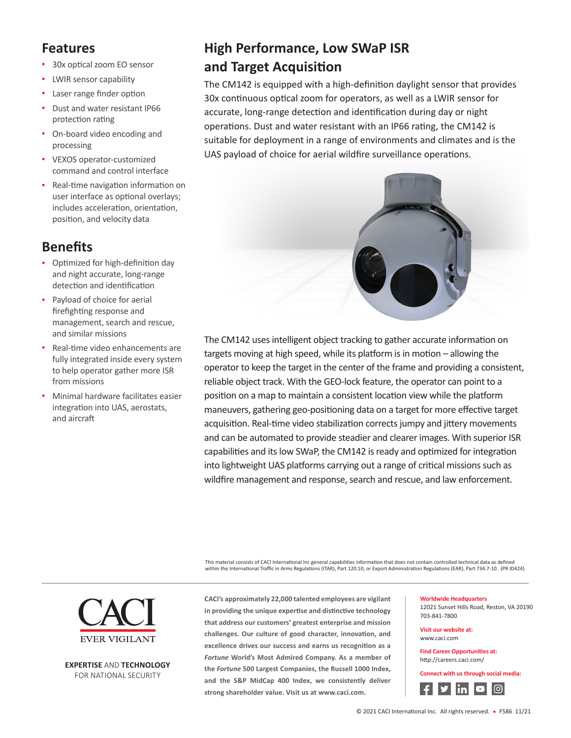## Features

- 30x optical zoom EO sensor
- LWIR sensor capability
- Laser range finder option
- Dust and water resistant IP66 protection rating
- On-board video encoding and processing
- VEXOS operator-customized command and control interface
- Real-time navigation information on user interface as optional overlays; includes acceleration, orientation, position, and velocity data

## Benefits

- Optimized for high-definition day and night accurate, long-range detection and identification
- Payload of choice for aerial firefighting response and management, search and rescue, and similar missions
- Real-time video enhancements are fully integrated inside every system to help operator gather more ISR from missions
- Minimal hardware facilitates easier integration into UAS, aerostats, and aircraft

## High Performance, Low SWaP ISR and Target Acquisition

The CM142 is equipped with a high-definition daylight sensor that provides 30x continuous optical zoom for operators, as well as a LWIR sensor for accurate, long-range detection and identification during day or night operations. Dust and water resistant with an IP66 rating, the CM142 is suitable for deployment in a range of environments and climates and is the UAS payload of choice for aerial wildfire surveillance operations.

The CM142 uses intelligent object tracking to gather accurate information on targets moving at high speed, while its platform is in motion – allowing the operator to keep the target in the center of the frame and providing a consistent, reliable object track. With the GEO-lock feature, the operator can point to a position on a map to maintain a consistent location view while the platform maneuvers, gathering geo-positioning data on a target for more effective target acquisition. Real-time video stabilization corrects jumpy and jittery movements and can be automated to provide steadier and clearer images. With superior ISR capabilities and its low SWaP, the CM142 is ready and optimized for integration into lightweight UAS platforms carrying out a range of critical missions such as wildfire management and response, search and rescue, and law enforcement.

This material consists of CACI International Inc general capabilities information that does not contain controlled technical data as defined within the International Traffic in Arms Regulations (ITAR), Part 120.10, or Export Administration Regulations (EAR), Part 734.7-10. (PR ID424)

CACI
EVER VIGILANT

**EXPERTISE** AND **TECHNOLOGY**
FOR NATIONAL SECURITY

**CACI's approximately 22,000 talented employees are vigilant in providing the unique expertise and distinctive technology that address our customers' greatest enterprise and mission challenges. Our culture of good character, innovation, and excellence drives our success and earns us recognition as a *Fortune* World's Most Admired Company. As a member of the *Fortune* 500 Largest Companies, the Russell 1000 Index, and the S&P MidCap 400 Index, we consistently deliver strong shareholder value. Visit us at www.caci.com.**

**Worldwide Headquarters**
12021 Sunset Hills Road, Reston, VA 20190
703-841-7800

**Visit our website at:**
www.caci.com

**Find Career Opportunities at:**
http://careers.caci.com/

**Connect with us through social media:**

© 2021 CACI International Inc. All rights reserved. • F586 11/21